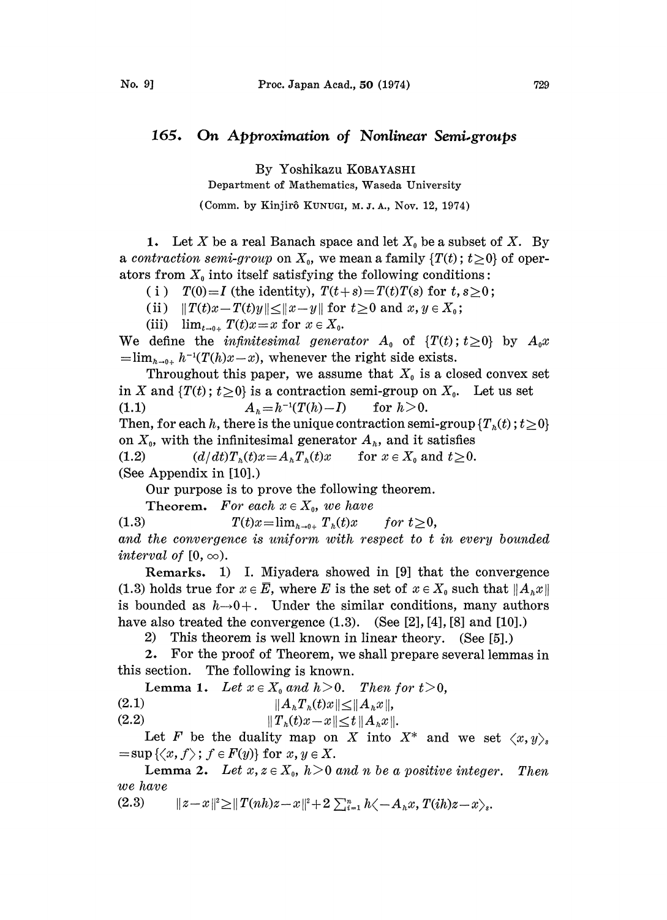# 165. On Approximation of Nonlinear Semi-groups

By Yoshikazu KOBAYASHI

Department of Mathematics, Waseda University

(Comm. by Kinjirô KUNUGI, M. J. A., Nov. 12, 1974)

**1.** Let $X$ be a real Banach space and let $X_0$ be a subset of $X$. By a *contraction semi-group* on $X_0$, we mean a family $\{T(t)\,;\,t\geq 0\}$ of operators from $X_0$ into itself satisfying the following conditions:

( i ) $T(0)=I$ (the identity), $T(t+s)=T(t)T(s)$ for $t,s\geq 0$;

(ii) $\|T(t)x-T(t)y\|\leq\|x-y\|$ for $t\geq 0$ and $x,y\in X_0$;

(iii) $\lim_{t\to 0+}T(t)x=x$ for $x\in X_0$.

We define the *infinitesimal generator* $A_0$ of $\{T(t)\,;\,t\geq 0\}$ by $A_0x=\lim_{h\to 0+}h^{-1}(T(h)x-x)$, whenever the right side exists.

Throughout this paper, we assume that $X_0$ is a closed convex set in $X$ and $\{T(t)\,;\,t\geq 0\}$ is a contraction semi-group on $X_0$. Let us set

$$A_h=h^{-1}(T(h)-I)\qquad\text{for } h>0. \tag{1.1}$$

Then, for each $h$, there is the unique contraction semi-group $\{T_h(t)\,;\,t\geq 0\}$ on $X_0$, with the infinitesimal generator $A_h$, and it satisfies

$$(d/dt)T_h(t)x=A_hT_h(t)x\qquad\text{for } x\in X_0 \text{ and } t\geq 0. \tag{1.2}$$

(See Appendix in [10].)

Our purpose is to prove the following theorem.

**Theorem.** *For each $x\in X_0$, we have*

$$T(t)x=\lim_{h\to 0+}T_h(t)x\qquad\text{for } t\geq 0, \tag{1.3}$$

*and the convergence is uniform with respect to $t$ in every bounded interval of $[0,\infty)$.*

**Remarks.** 1) I. Miyadera showed in [9] that the convergence (1.3) holds true for $x\in\bar{E}$, where $E$ is the set of $x\in X_0$ such that $\|A_hx\|$ is bounded as $h\to 0+$. Under the similar conditions, many authors have also treated the convergence (1.3). (See [2], [4], [8] and [10].)

2) This theorem is well known in linear theory. (See [5].)

**2.** For the proof of Theorem, we shall prepare several lemmas in this section. The following is known.

**Lemma 1.** *Let $x\in X_0$ and $h>0$. Then for $t>0$,*

$$\|A_hT_h(t)x\|\leq\|A_hx\|, \tag{2.1}$$

$$\|T_h(t)x-x\|\leq t\|A_hx\|. \tag{2.2}$$

Let $F$ be the duality map on $X$ into $X^*$ and we set $\langle x,y\rangle_s=\sup\{\langle x,f\rangle\,;\,f\in F(y)\}$ for $x,y\in X$.

**Lemma 2.** *Let $x,z\in X_0$, $h>0$ and $n$ be a positive integer. Then we have*

$$\|z-x\|^2\geq\|T(nh)z-x\|^2+2\sum_{i=1}^{n}h\langle -A_hx,T(ih)z-x\rangle_s. \tag{2.3}$$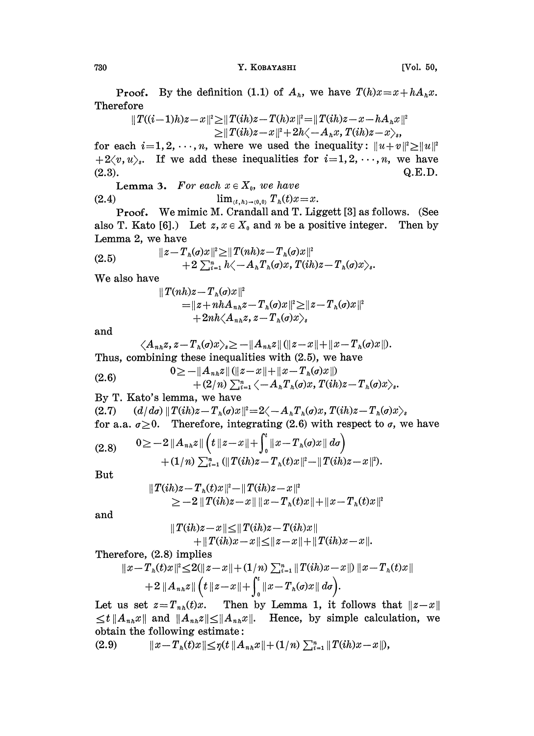**Proof.** By the definition (1.1) of $A_h$, we have $T(h)x = x + hA_h x$. Therefore

$$\|T((i-1)h)z - x\|^2 \geq \|T(ih)z - T(h)x\|^2 = \|T(ih)z - x - hA_h x\|^2$$
$$\geq \|T(ih)z - x\|^2 + 2h\langle -A_h x, T(ih)z - x\rangle_s,$$

for each $i = 1, 2, \cdots, n$, where we used the inequality: $\|u+v\|^2 \geq \|u\|^2 + 2\langle v, u\rangle_s$. If we add these inequalities for $i = 1, 2, \cdots, n$, we have (2.3). Q.E.D.

**Lemma 3.** *For each $x \in X_0$, we have*

$$\lim_{(t,h)\to(0,0)} T_h(t)x = x. \tag{2.4}$$

**Proof.** We mimic M. Crandall and T. Liggett [3] as follows. (See also T. Kato [6].) Let $z, x \in X_0$ and $n$ be a positive integer. Then by Lemma 2, we have

$$\|z - T_h(\sigma)x\|^2 \geq \|T(nh)z - T_h(\sigma)x\|^2 + 2\sum_{i=1}^n h\langle -A_h T_h(\sigma)x, T(ih)z - T_h(\sigma)x\rangle_s. \tag{2.5}$$

We also have

$$\|T(nh)z - T_h(\sigma)x\|^2$$
$$= \|z + nhA_{nh}z - T_h(\sigma)x\|^2 \geq \|z - T_h(\sigma)x\|^2 + 2nh\langle A_{nh}z, z - T_h(\sigma)x\rangle_s$$

and

$$\langle A_{nh}z, z - T_h(\sigma)x\rangle_s \geq -\|A_{nh}z\|(\|z - x\| + \|x - T_h(\sigma)x\|).$$

Thus, combining these inequalities with (2.5), we have

$$0 \geq -\|A_{nh}z\|(\|z-x\| + \|x - T_h(\sigma)x\|) + (2/n)\sum_{i=1}^n \langle -A_h T_h(\sigma)x, T(ih)z - T_h(\sigma)x\rangle_s. \tag{2.6}$$

By T. Kato's lemma, we have

$$(d/d\sigma)\|T(ih)z - T_h(\sigma)x\|^2 = 2\langle -A_h T_h(\sigma)x, T(ih)z - T_h(\sigma)x\rangle_s \tag{2.7}$$

for a.a. $\sigma \geq 0$. Therefore, integrating (2.6) with respect to $\sigma$, we have

$$0 \geq -2\|A_{nh}z\|\left(t\|z-x\| + \int_0^t \|x - T_h(\sigma)x\|\,d\sigma\right) + (1/n)\sum_{i=1}^n (\|T(ih)z - T_h(t)x\|^2 - \|T(ih)z - x\|^2). \tag{2.8}$$

But

$$\|T(ih)z - T_h(t)x\|^2 - \|T(ih)z - x\|^2$$
$$\geq -2\|T(ih)z - x\|\,\|x - T_h(t)x\| + \|x - T_h(t)x\|^2$$

and

$$\|T(ih)z - x\| \leq \|T(ih)z - T(ih)x\| + \|T(ih)x - x\| \leq \|z - x\| + \|T(ih)x - x\|.$$

Therefore, (2.8) implies

$$\|x - T_h(t)x\|^2 \leq 2(\|z - x\| + (1/n)\sum_{i=1}^n \|T(ih)x - x\|)\,\|x - T_h(t)x\|$$
$$+ 2\|A_{nh}z\|\left(t\|z-x\| + \int_0^t \|x - T_h(\sigma)x\|\,d\sigma\right).$$

Let us set $z = T_{nh}(t)x$. Then by Lemma 1, it follows that $\|z - x\| \leq t\|A_{nh}x\|$ and $\|A_{nh}z\| \leq \|A_{nh}x\|$. Hence, by simple calculation, we obtain the following estimate:

$$\|x - T_h(t)x\| \leq \eta(t\|A_{nh}x\| + (1/n)\sum_{i=1}^n \|T(ih)x - x\|), \tag{2.9}$$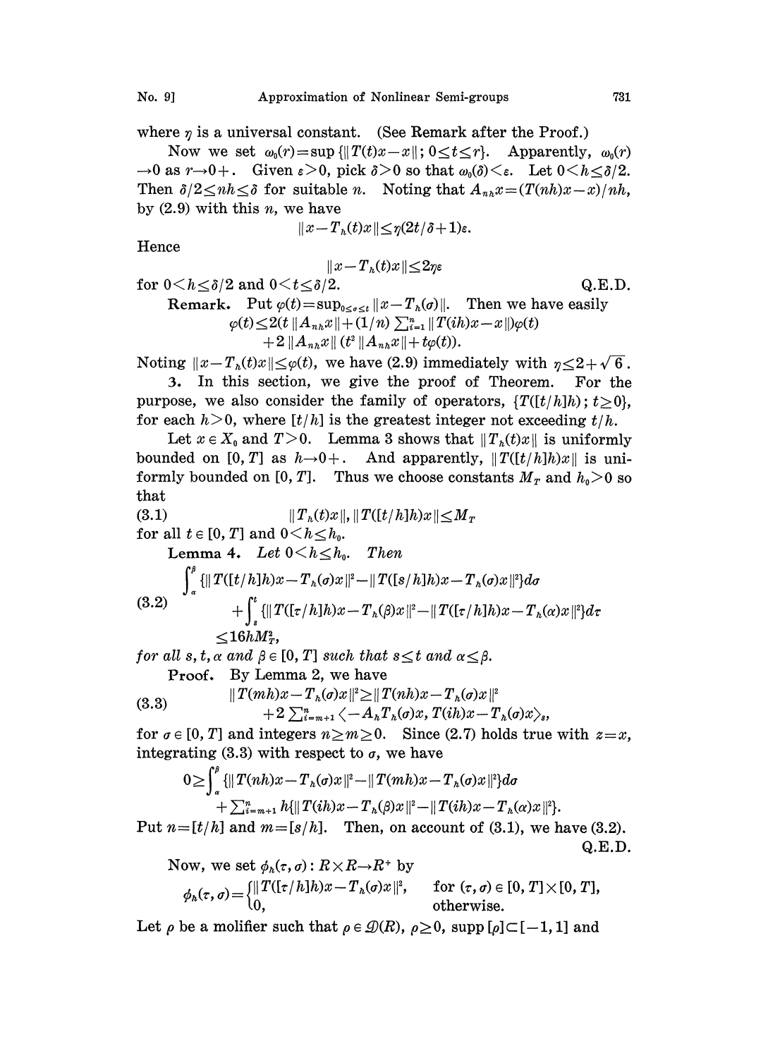where $\eta$ is a universal constant. (See Remark after the Proof.)

Now we set $\omega_0(r) = \sup\{\|T(t)x - x\|; 0 \le t \le r\}$. Apparently, $\omega_0(r) \to 0$ as $r \to 0+$. Given $\varepsilon > 0$, pick $\delta > 0$ so that $\omega_0(\delta) < \varepsilon$. Let $0 < h \le \delta/2$. Then $\delta/2 \le nh \le \delta$ for suitable $n$. Noting that $A_{nh}x = (T(nh)x - x)/nh$, by (2.9) with this $n$, we have

$$\|x - T_h(t)x\| \le \eta(2t/\delta + 1)\varepsilon.$$

Hence

$$\|x - T_h(t)x\| \le 2\eta\varepsilon$$

for $0 < h \le \delta/2$ and $0 < t \le \delta/2$. Q.E.D.

**Remark.** Put $\varphi(t) = \sup_{0 \le \sigma \le t} \|x - T_h(\sigma)\|$. Then we have easily

$$\varphi(t) \le 2(t\|A_{nh}x\| + (1/n)\textstyle\sum_{i=1}^n \|T(ih)x - x\|)\varphi(t) + 2\|A_{nh}x\|(t^2\|A_{nh}x\| + t\varphi(t)).$$

Noting $\|x - T_h(t)x\| \le \varphi(t)$, we have (2.9) immediately with $\eta \le 2 + \sqrt{6}$.

**3.** In this section, we give the proof of Theorem. For the purpose, we also consider the family of operators, $\{T([t/h]h); t \ge 0\}$, for each $h > 0$, where $[t/h]$ is the greatest integer not exceeding $t/h$.

Let $x \in X_0$ and $T > 0$. Lemma 3 shows that $\|T_h(t)x\|$ is uniformly bounded on $[0, T]$ as $h \to 0+$. And apparently, $\|T([t/h]h)x\|$ is uniformly bounded on $[0, T]$. Thus we choose constants $M_T$ and $h_0 > 0$ so that

$$\|T_h(t)x\|, \|T([t/h]h)x\| \le M_T \tag{3.1}$$

for all $t \in [0, T]$ and $0 < h \le h_0$.

**Lemma 4.** *Let $0 < h \le h_0$. Then*

$$\begin{aligned}
&\int_\alpha^\beta \{\|T([t/h]h)x - T_h(\sigma)x\|^2 - \|T([s/h]h)x - T_h(\sigma)x\|^2\}d\sigma \\
&\quad + \int_s^t \{\|T([\tau/h]h)x - T_h(\beta)x\|^2 - \|T([\tau/h]h)x - T_h(\alpha)x\|^2\}d\tau \\
&\quad \le 16hM_T^2,
\end{aligned} \tag{3.2}$$

*for all $s, t, \alpha$ and $\beta \in [0, T]$ such that $s \le t$ and $\alpha \le \beta$.*

*Proof.* By Lemma 2, we have

$$\begin{aligned}
\|T(mh)x - T_h(\sigma)x\|^2 \ge{}& \|T(nh)x - T_h(\sigma)x\|^2 \\
&+ 2\textstyle\sum_{i=m+1}^n \langle -A_hT_h(\sigma)x, T(ih)x - T_h(\sigma)x\rangle_s,
\end{aligned} \tag{3.3}$$

for $\sigma \in [0, T]$ and integers $n \ge m \ge 0$. Since (2.7) holds true with $z = x$, integrating (3.3) with respect to $\sigma$, we have

$$\begin{aligned}
0 \ge{}& \int_\alpha^\beta \{\|T(nh)x - T_h(\sigma)x\|^2 - \|T(mh)x - T_h(\sigma)x\|^2\}d\sigma \\
&+ \textstyle\sum_{i=m+1}^n h\{\|T(ih)x - T_h(\beta)x\|^2 - \|T(ih)x - T_h(\alpha)x\|^2\}.
\end{aligned}$$

Put $n = [t/h]$ and $m = [s/h]$. Then, on account of (3.1), we have (3.2). Q.E.D.

Now, we set $\phi_h(\tau, \sigma): R \times R \to R^+$ by

$$\phi_h(\tau, \sigma) = \begin{cases} \|T([\tau/h]h)x - T_h(\sigma)x\|^2, & \text{for } (\tau, \sigma) \in [0, T] \times [0, T], \\ 0, & \text{otherwise.} \end{cases}$$

Let $\rho$ be a molifier such that $\rho \in \mathcal{D}(R)$, $\rho \ge 0$, $\text{supp}\,[\rho] \subset [-1, 1]$ and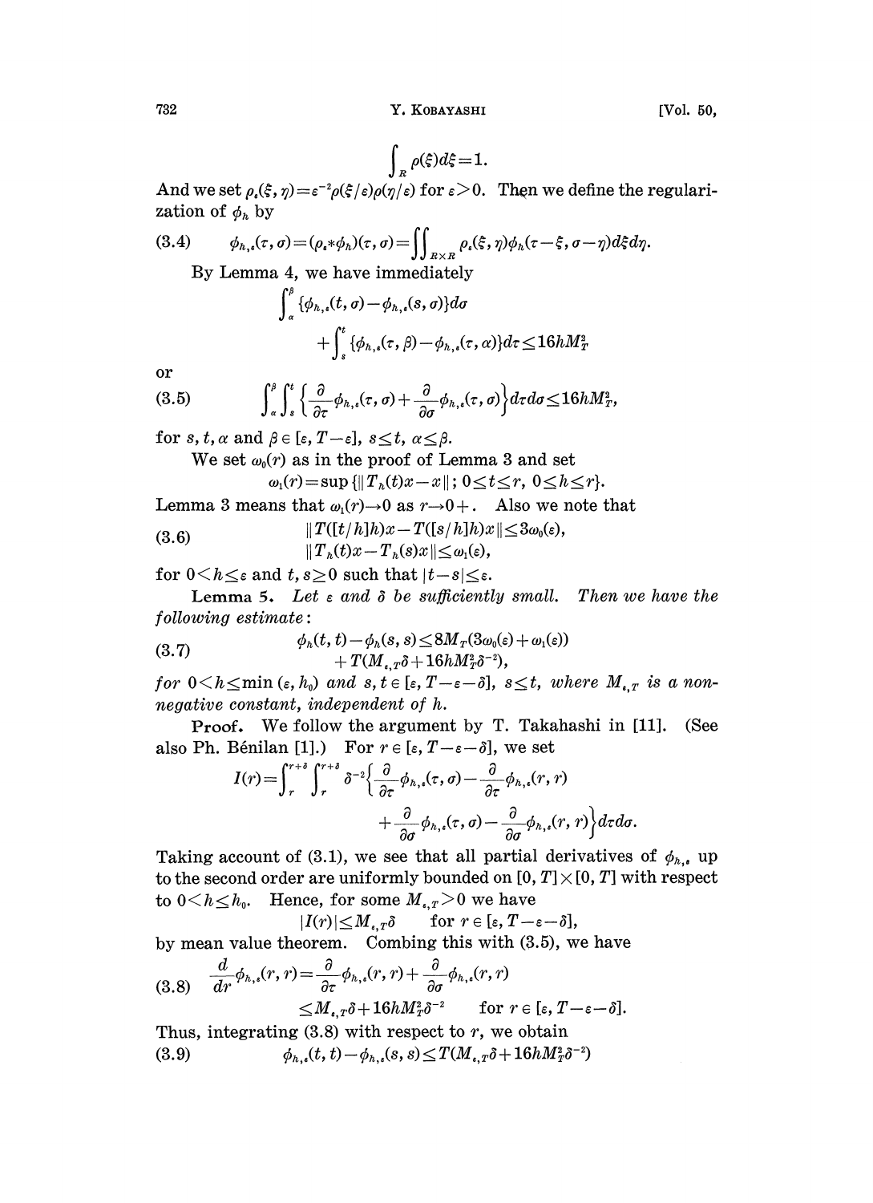$$\int_R \rho(\xi)d\xi = 1.$$

And we set $\rho_\varepsilon(\xi, \eta) = \varepsilon^{-2}\rho(\xi/\varepsilon)\rho(\eta/\varepsilon)$ for $\varepsilon > 0$. Then we define the regularization of $\phi_h$ by

$$\phi_{h,\varepsilon}(\tau, \sigma) = (\rho_\varepsilon * \phi_h)(\tau, \sigma) = \iint_{R\times R} \rho_\varepsilon(\xi, \eta)\phi_h(\tau - \xi, \sigma - \eta)d\xi d\eta. \tag{3.4}$$

By Lemma 4, we have immediately

$$\int_\alpha^\beta \{\phi_{h,\varepsilon}(t, \sigma) - \phi_{h,\varepsilon}(s, \sigma)\}d\sigma + \int_s^t \{\phi_{h,\varepsilon}(\tau, \beta) - \phi_{h,\varepsilon}(\tau, \alpha)\}d\tau \le 16hM_T^2$$

or

$$\int_\alpha^\beta \int_s^t \left\{\frac{\partial}{\partial \tau}\phi_{h,\varepsilon}(\tau, \sigma) + \frac{\partial}{\partial \sigma}\phi_{h,\varepsilon}(\tau, \sigma)\right\}d\tau d\sigma \le 16hM_T^2, \tag{3.5}$$

for $s, t, \alpha$ and $\beta \in [\varepsilon, T-\varepsilon]$, $s \le t$, $\alpha \le \beta$.

We set $\omega_0(r)$ as in the proof of Lemma 3 and set

$$\omega_1(r) = \sup\{\|T_h(t)x - x\|;\ 0 \le t \le r,\ 0 \le h \le r\}.$$

Lemma 3 means that $\omega_1(r) \to 0$ as $r \to 0+$. Also we note that

$$\begin{aligned} &\|T([t/h]h)x - T([s/h]h)x\| \le 3\omega_0(\varepsilon), \\ &\|T_h(t)x - T_h(s)x\| \le \omega_1(\varepsilon), \end{aligned} \tag{3.6}$$

for $0 < h \le \varepsilon$ and $t, s \ge 0$ such that $|t - s| \le \varepsilon$.

**Lemma 5.** *Let $\varepsilon$ and $\delta$ be sufficiently small. Then we have the following estimate:*

$$\begin{aligned} \phi_h(t, t) - \phi_h(s, s) \le\ & 8M_T(3\omega_0(\varepsilon) + \omega_1(\varepsilon)) \\ & + T(M_{\varepsilon,T}\delta + 16hM_T^2\delta^{-2}), \end{aligned} \tag{3.7}$$

*for $0 < h \le \min(\varepsilon, h_0)$ and $s, t \in [\varepsilon, T-\varepsilon-\delta]$, $s \le t$, where $M_{\varepsilon,T}$ is a nonnegative constant, independent of $h$.*

**Proof.** We follow the argument by T. Takahashi in [11]. (See also Ph. Bénilan [1].) For $r \in [\varepsilon, T-\varepsilon-\delta]$, we set

$$I(r) = \int_r^{r+\delta}\int_r^{r+\delta} \delta^{-2}\left\{\frac{\partial}{\partial \tau}\phi_{h,\varepsilon}(\tau, \sigma) - \frac{\partial}{\partial \tau}\phi_{h,\varepsilon}(r, r) + \frac{\partial}{\partial \sigma}\phi_{h,\varepsilon}(\tau, \sigma) - \frac{\partial}{\partial \sigma}\phi_{h,\varepsilon}(r, r)\right\}d\tau d\sigma.$$

Taking account of (3.1), we see that all partial derivatives of $\phi_{h,\varepsilon}$ up to the second order are uniformly bounded on $[0, T] \times [0, T]$ with respect to $0 < h \le h_0$. Hence, for some $M_{\varepsilon,T} > 0$ we have

$$|I(r)| \le M_{\varepsilon,T}\delta \qquad \text{for } r \in [\varepsilon, T-\varepsilon-\delta],$$

by mean value theorem. Combing this with (3.5), we have

$$\begin{aligned} \frac{d}{dr}\phi_{h,\varepsilon}(r, r) &= \frac{\partial}{\partial \tau}\phi_{h,\varepsilon}(r, r) + \frac{\partial}{\partial \sigma}\phi_{h,\varepsilon}(r, r) \\ &\le M_{\varepsilon,T}\delta + 16hM_T^2\delta^{-2} \qquad \text{for } r \in [\varepsilon, T-\varepsilon-\delta]. \end{aligned} \tag{3.8}$$

Thus, integrating (3.8) with respect to $r$, we obtain

$$\phi_{h,\varepsilon}(t, t) - \phi_{h,\varepsilon}(s, s) \le T(M_{\varepsilon,T}\delta + 16hM_T^2\delta^{-2}) \tag{3.9}$$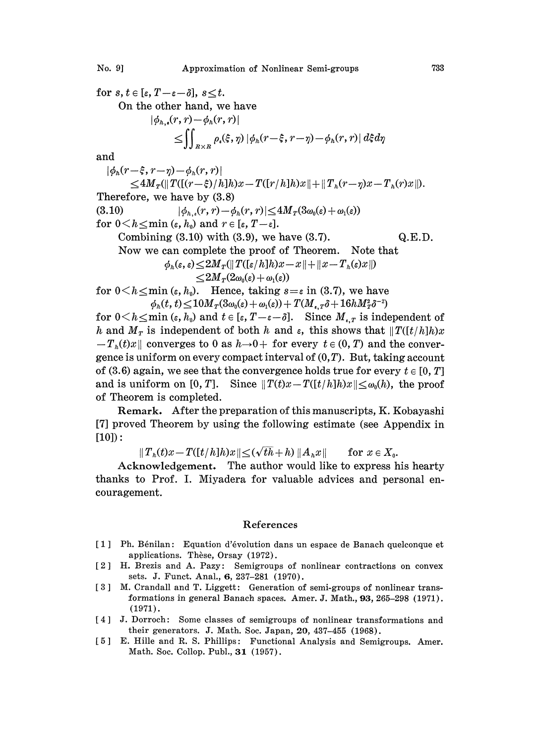for $s, t \in [\varepsilon, T-\varepsilon-\delta]$, $s \le t$.

On the other hand, we have

$$|\phi_{h,\varepsilon}(r, r) - \phi_h(r, r)|$$
$$\le \iint_{R\times R} \rho_\varepsilon(\xi, \eta)\, |\phi_h(r-\xi, r-\eta) - \phi_h(r, r)|\, d\xi d\eta$$

and

$$|\phi_h(r-\xi, r-\eta) - \phi_h(r, r)|$$
$$\le 4M_T(\|T([(r-\xi)/h]h)x - T([r/h]h)x\| + \|T_h(r-\eta)x - T_h(r)x\|).$$

Therefore, we have by (3.8)

$$|\phi_{h,\varepsilon}(r, r) - \phi_h(r, r)| \le 4M_T(3\omega_0(\varepsilon) + \omega_1(\varepsilon)) \tag{3.10}$$

for $0 < h \le \min(\varepsilon, h_0)$ and $r \in [\varepsilon, T-\varepsilon]$.

Combining (3.10) with (3.9), we have (3.7). Q.E.D.

Now we can complete the proof of Theorem. Note that

$$\phi_h(\varepsilon, \varepsilon) \le 2M_T(\|T([\varepsilon/h]h)x - x\| + \|x - T_h(\varepsilon)x\|)$$
$$\le 2M_T(2\omega_0(\varepsilon) + \omega_1(\varepsilon))$$

for $0 < h \le \min(\varepsilon, h_0)$. Hence, taking $s = \varepsilon$ in (3.7), we have

$$\phi_h(t, t) \le 10M_T(3\omega_0(\varepsilon) + \omega_1(\varepsilon)) + T(M_{\varepsilon,T}\delta + 16hM_T^2\delta^{-2})$$

for $0 < h \le \min(\varepsilon, h_0)$ and $t \in [\varepsilon, T-\varepsilon-\delta]$. Since $M_{\varepsilon,T}$ is independent of $h$ and $M_T$ is independent of both $h$ and $\varepsilon$, this shows that $\|T([t/h]h)x - T_h(t)x\|$ converges to 0 as $h \to 0+$ for every $t \in (0, T)$ and the convergence is uniform on every compact interval of $(0, T)$. But, taking account of (3.6) again, we see that the convergence holds true for every $t \in [0, T]$ and is uniform on $[0, T]$. Since $\|T(t)x - T([t/h]h)x\| \le \omega_0(h)$, the proof of Theorem is completed.

**Remark.** After the preparation of this manuscripts, K. Kobayashi [7] proved Theorem by using the following estimate (see Appendix in [10]):

$$\|T_h(t)x - T([t/h]h)x\| \le (\sqrt{th} + h)\,\|A_h x\| \qquad \text{for } x \in X_0.$$

**Acknowledgement.** The author would like to express his hearty thanks to Prof. I. Miyadera for valuable advices and personal encouragement.

## References

[1] Ph. Bénilan: Equation d'évolution dans un espace de Banach quelconque et applications. Thèse, Orsay (1972).

[2] H. Brezis and A. Pazy: Semigroups of nonlinear contractions on convex sets. J. Funct. Anal., **6**, 237–281 (1970).

[3] M. Crandall and T. Liggett: Generation of semi-groups of nonlinear transformations in general Banach spaces. Amer. J. Math., **93**, 265–298 (1971). (1971).

[4] J. Dorroch: Some classes of semigroups of nonlinear transformations and their generators. J. Math. Soc. Japan, **20**, 437–455 (1968).

[5] E. Hille and R. S. Phillips: Functional Analysis and Semigroups. Amer. Math. Soc. Collop. Publ., **31** (1957).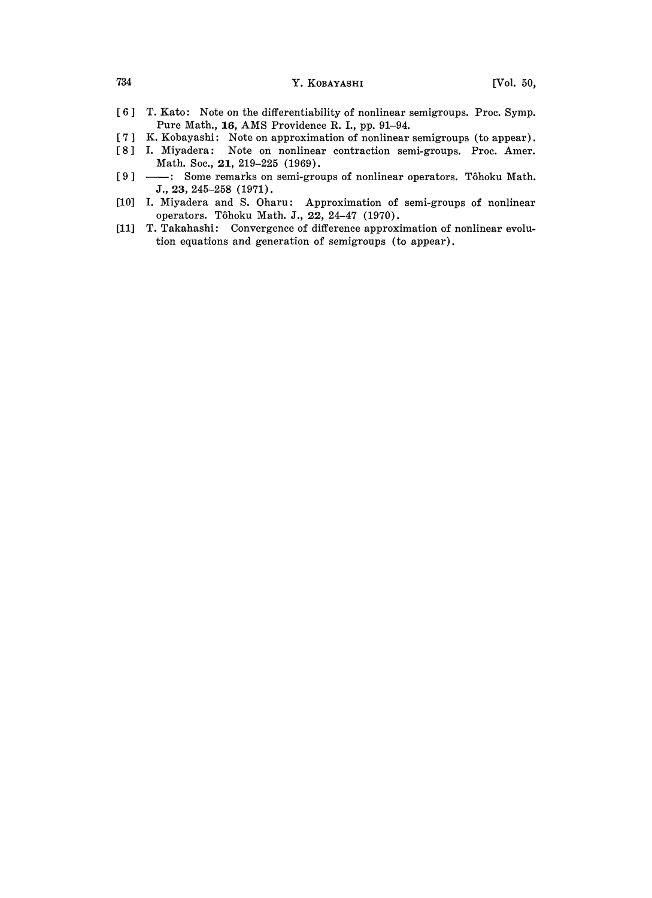[6] T. Kato: Note on the differentiability of nonlinear semigroups. Proc. Symp. Pure Math., **16**, AMS Providence R. I., pp. 91–94.

[7] K. Kobayashi: Note on approximation of nonlinear semigroups (to appear).

[8] I. Miyadera: Note on nonlinear contraction semi-groups. Proc. Amer. Math. Soc., **21**, 219–225 (1969).

[9] ——: Some remarks on semi-groups of nonlinear operators. Tôhoku Math. J., **23**, 245–258 (1971).

[10] I. Miyadera and S. Oharu: Approximation of semi-groups of nonlinear operators. Tôhoku Math. J., **22**, 24–47 (1970).

[11] T. Takahashi: Convergence of difference approximation of nonlinear evolution equations and generation of semigroups (to appear).